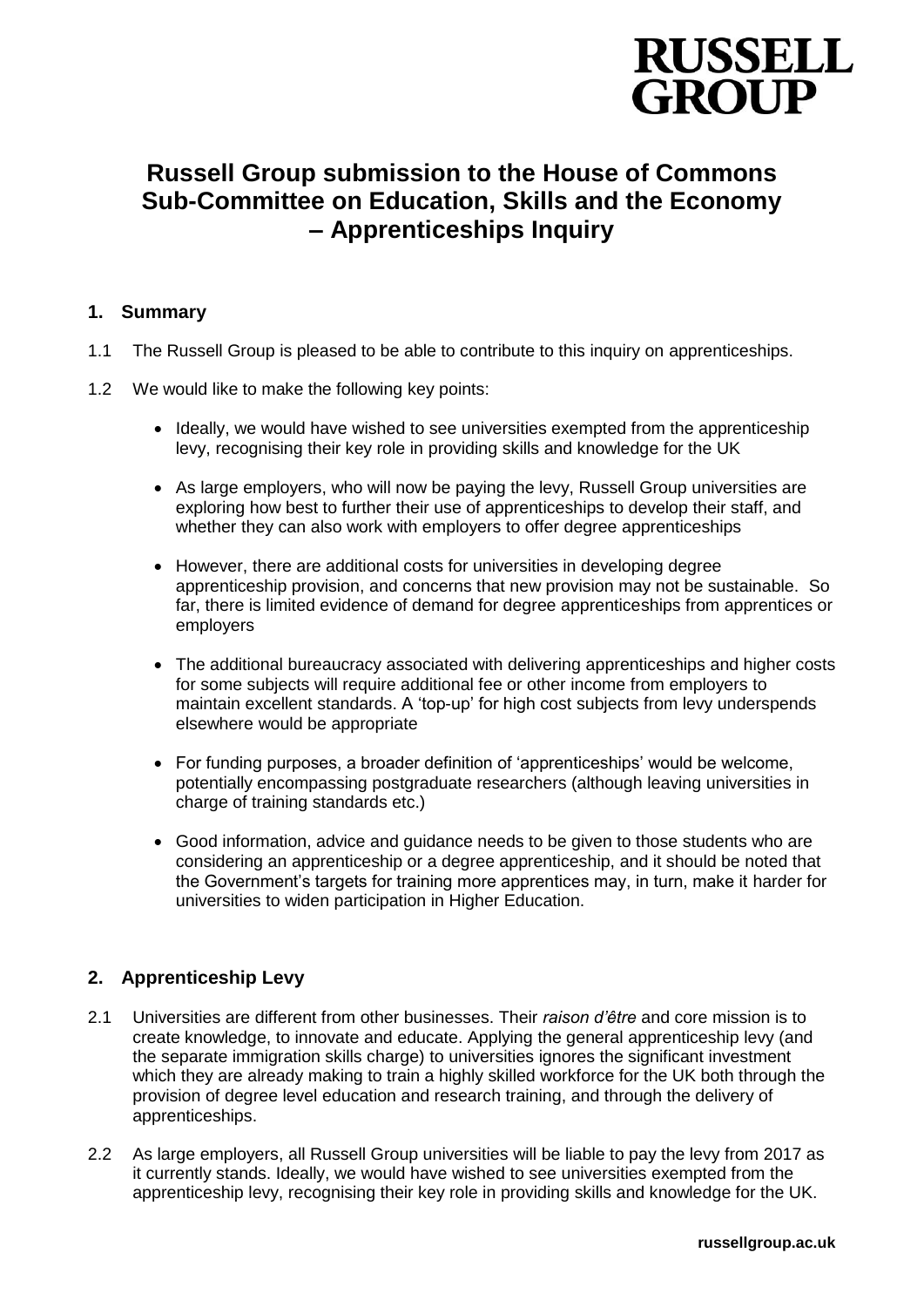# Russell Group submission to the House of Commons Sub-Committee on Education, Skills and the Economy – Apprenticeships Inquiry

## 1. Summary

1.1 The Russell Group is pleased to be able to contribute to this inquiry on apprenticeships.

1.2 We would like to make the following key points:

- Ideally, we would have wished to see universities exempted from the apprenticeship levy, recognising their key role in providing skills and knowledge for the UK
- As large employers, who will now be paying the levy, Russell Group universities are exploring how best to further their use of apprenticeships to develop their staff, and whether they can also work with employers to offer degree apprenticeships
- However, there are additional costs for universities in developing degree apprenticeship provision, and concerns that new provision may not be sustainable. So far, there is limited evidence of demand for degree apprenticeships from apprentices or employers
- The additional bureaucracy associated with delivering apprenticeships and higher costs for some subjects will require additional fee or other income from employers to maintain excellent standards. A 'top-up' for high cost subjects from levy underspends elsewhere would be appropriate
- For funding purposes, a broader definition of 'apprenticeships' would be welcome, potentially encompassing postgraduate researchers (although leaving universities in charge of training standards etc.)
- Good information, advice and guidance needs to be given to those students who are considering an apprenticeship or a degree apprenticeship, and it should be noted that the Government's targets for training more apprentices may, in turn, make it harder for universities to widen participation in Higher Education.

## 2. Apprenticeship Levy

2.1 Universities are different from other businesses. Their *raison d'être* and core mission is to create knowledge, to innovate and educate. Applying the general apprenticeship levy (and the separate immigration skills charge) to universities ignores the significant investment which they are already making to train a highly skilled workforce for the UK both through the provision of degree level education and research training, and through the delivery of apprenticeships.

2.2 As large employers, all Russell Group universities will be liable to pay the levy from 2017 as it currently stands. Ideally, we would have wished to see universities exempted from the apprenticeship levy, recognising their key role in providing skills and knowledge for the UK.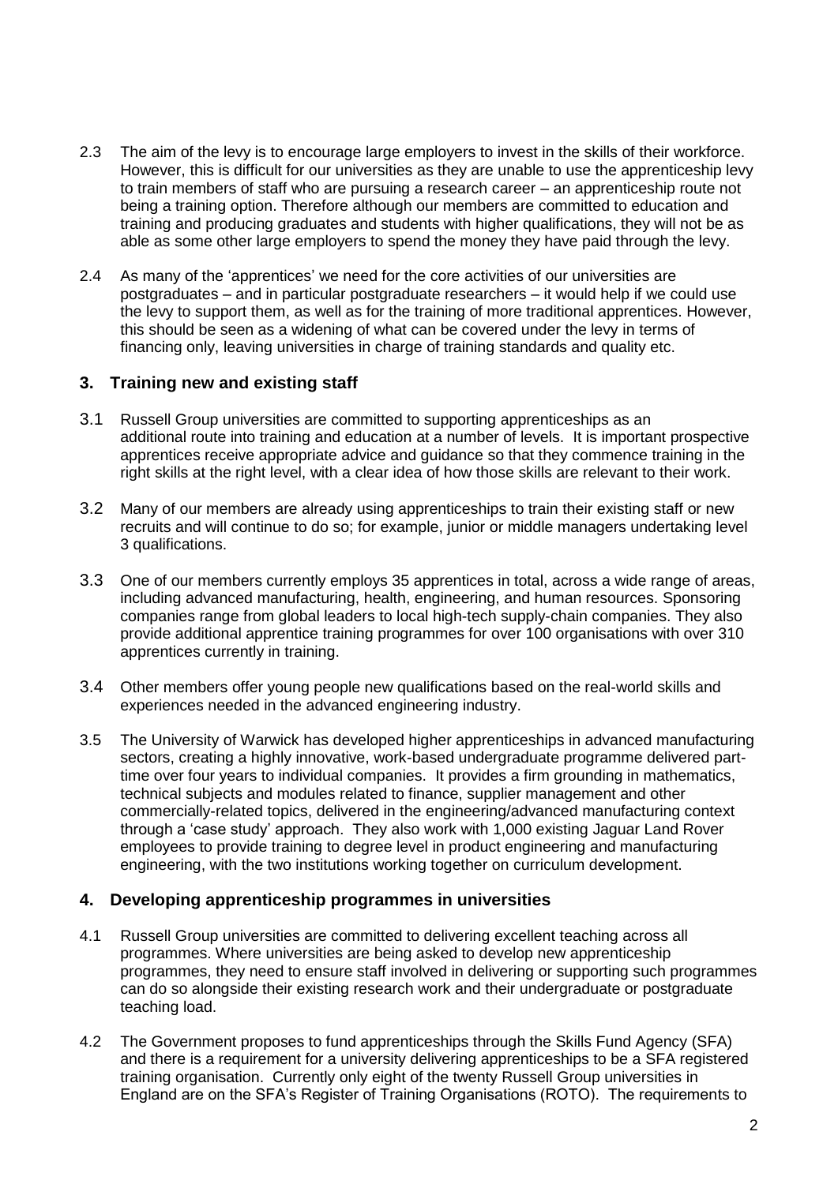2.3 The aim of the levy is to encourage large employers to invest in the skills of their workforce. However, this is difficult for our universities as they are unable to use the apprenticeship levy to train members of staff who are pursuing a research career – an apprenticeship route not being a training option. Therefore although our members are committed to education and training and producing graduates and students with higher qualifications, they will not be as able as some other large employers to spend the money they have paid through the levy.

2.4 As many of the 'apprentices' we need for the core activities of our universities are postgraduates – and in particular postgraduate researchers – it would help if we could use the levy to support them, as well as for the training of more traditional apprentices. However, this should be seen as a widening of what can be covered under the levy in terms of financing only, leaving universities in charge of training standards and quality etc.

## 3. Training new and existing staff

3.1 Russell Group universities are committed to supporting apprenticeships as an additional route into training and education at a number of levels. It is important prospective apprentices receive appropriate advice and guidance so that they commence training in the right skills at the right level, with a clear idea of how those skills are relevant to their work.

3.2 Many of our members are already using apprenticeships to train their existing staff or new recruits and will continue to do so; for example, junior or middle managers undertaking level 3 qualifications.

3.3 One of our members currently employs 35 apprentices in total, across a wide range of areas, including advanced manufacturing, health, engineering, and human resources. Sponsoring companies range from global leaders to local high-tech supply-chain companies. They also provide additional apprentice training programmes for over 100 organisations with over 310 apprentices currently in training.

3.4 Other members offer young people new qualifications based on the real-world skills and experiences needed in the advanced engineering industry.

3.5 The University of Warwick has developed higher apprenticeships in advanced manufacturing sectors, creating a highly innovative, work-based undergraduate programme delivered part-time over four years to individual companies. It provides a firm grounding in mathematics, technical subjects and modules related to finance, supplier management and other commercially-related topics, delivered in the engineering/advanced manufacturing context through a 'case study' approach. They also work with 1,000 existing Jaguar Land Rover employees to provide training to degree level in product engineering and manufacturing engineering, with the two institutions working together on curriculum development.

## 4. Developing apprenticeship programmes in universities

4.1 Russell Group universities are committed to delivering excellent teaching across all programmes. Where universities are being asked to develop new apprenticeship programmes, they need to ensure staff involved in delivering or supporting such programmes can do so alongside their existing research work and their undergraduate or postgraduate teaching load.

4.2 The Government proposes to fund apprenticeships through the Skills Fund Agency (SFA) and there is a requirement for a university delivering apprenticeships to be a SFA registered training organisation. Currently only eight of the twenty Russell Group universities in England are on the SFA's Register of Training Organisations (ROTO). The requirements to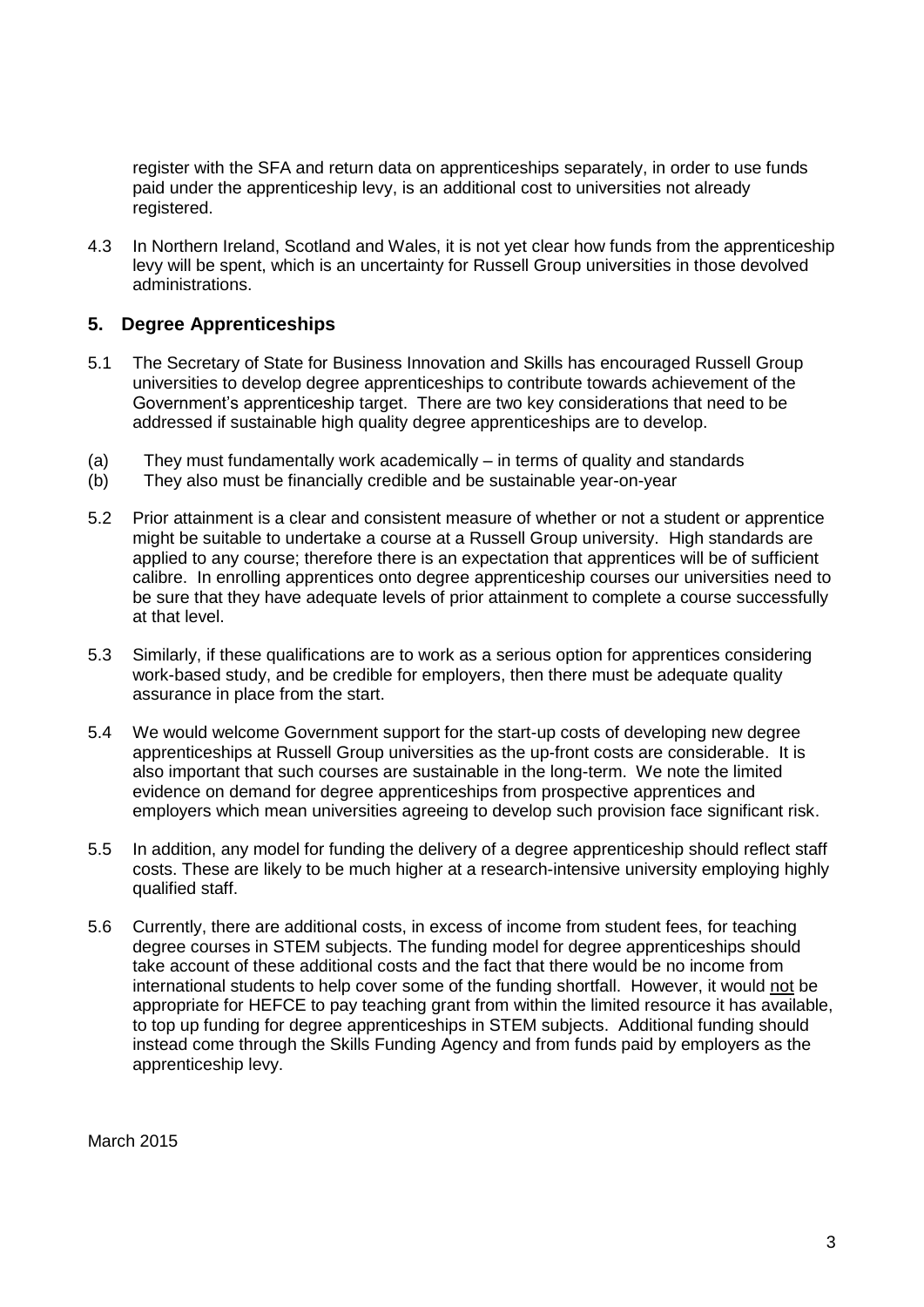register with the SFA and return data on apprenticeships separately, in order to use funds paid under the apprenticeship levy, is an additional cost to universities not already registered.

4.3 In Northern Ireland, Scotland and Wales, it is not yet clear how funds from the apprenticeship levy will be spent, which is an uncertainty for Russell Group universities in those devolved administrations.

## 5. Degree Apprenticeships

5.1 The Secretary of State for Business Innovation and Skills has encouraged Russell Group universities to develop degree apprenticeships to contribute towards achievement of the Government's apprenticeship target. There are two key considerations that need to be addressed if sustainable high quality degree apprenticeships are to develop.

(a) They must fundamentally work academically – in terms of quality and standards
(b) They also must be financially credible and be sustainable year-on-year

5.2 Prior attainment is a clear and consistent measure of whether or not a student or apprentice might be suitable to undertake a course at a Russell Group university. High standards are applied to any course; therefore there is an expectation that apprentices will be of sufficient calibre. In enrolling apprentices onto degree apprenticeship courses our universities need to be sure that they have adequate levels of prior attainment to complete a course successfully at that level.

5.3 Similarly, if these qualifications are to work as a serious option for apprentices considering work-based study, and be credible for employers, then there must be adequate quality assurance in place from the start.

5.4 We would welcome Government support for the start-up costs of developing new degree apprenticeships at Russell Group universities as the up-front costs are considerable. It is also important that such courses are sustainable in the long-term. We note the limited evidence on demand for degree apprenticeships from prospective apprentices and employers which mean universities agreeing to develop such provision face significant risk.

5.5 In addition, any model for funding the delivery of a degree apprenticeship should reflect staff costs. These are likely to be much higher at a research-intensive university employing highly qualified staff.

5.6 Currently, there are additional costs, in excess of income from student fees, for teaching degree courses in STEM subjects. The funding model for degree apprenticeships should take account of these additional costs and the fact that there would be no income from international students to help cover some of the funding shortfall. However, it would <u>not</u> be appropriate for HEFCE to pay teaching grant from within the limited resource it has available, to top up funding for degree apprenticeships in STEM subjects. Additional funding should instead come through the Skills Funding Agency and from funds paid by employers as the apprenticeship levy.

March 2015